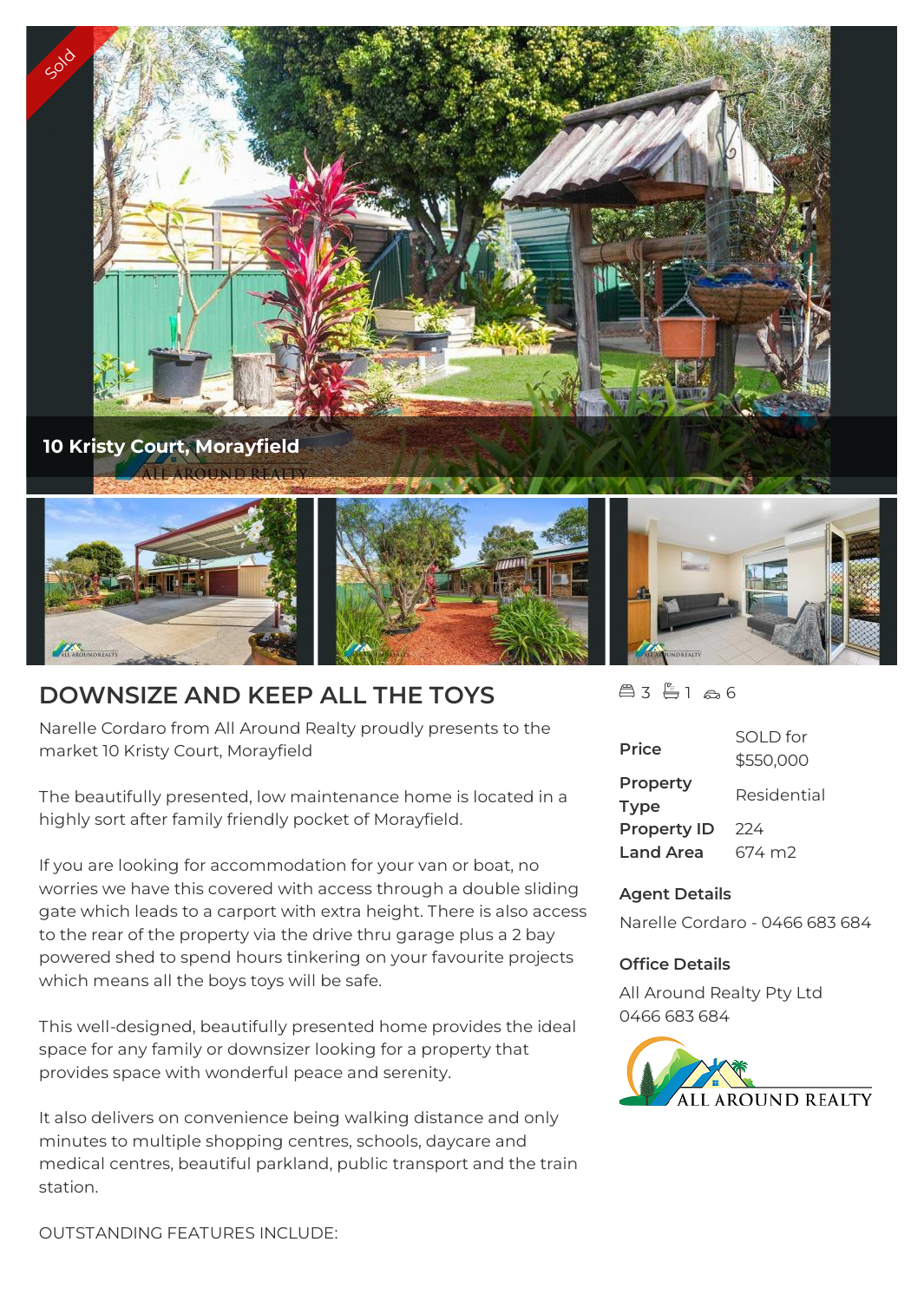Sold

**10 Kristy Court, Morayfield**

## DOWNSIZE AND KEEP ALL THE TOYS

3 1 6

| Price | SOLD for $550,000 |
|---|---|
| Property Type | Residential |
| Property ID | 224 |
| Land Area | 674 m2 |

**Agent Details**

Narelle Cordaro - 0466 683 684

**Office Details**

All Around Realty Pty Ltd
0466 683 684

Narelle Cordaro from All Around Realty proudly presents to the market 10 Kristy Court, Morayfield

The beautifully presented, low maintenance home is located in a highly sort after family friendly pocket of Morayfield.

If you are looking for accommodation for your van or boat, no worries we have this covered with access through a double sliding gate which leads to a carport with extra height. There is also access to the rear of the property via the drive thru garage plus a 2 bay powered shed to spend hours tinkering on your favourite projects which means all the boys toys will be safe.

This well-designed, beautifully presented home provides the ideal space for any family or downsizer looking for a property that provides space with wonderful peace and serenity.

It also delivers on convenience being walking distance and only minutes to multiple shopping centres, schools, daycare and medical centres, beautiful parkland, public transport and the train station.

OUTSTANDING FEATURES INCLUDE: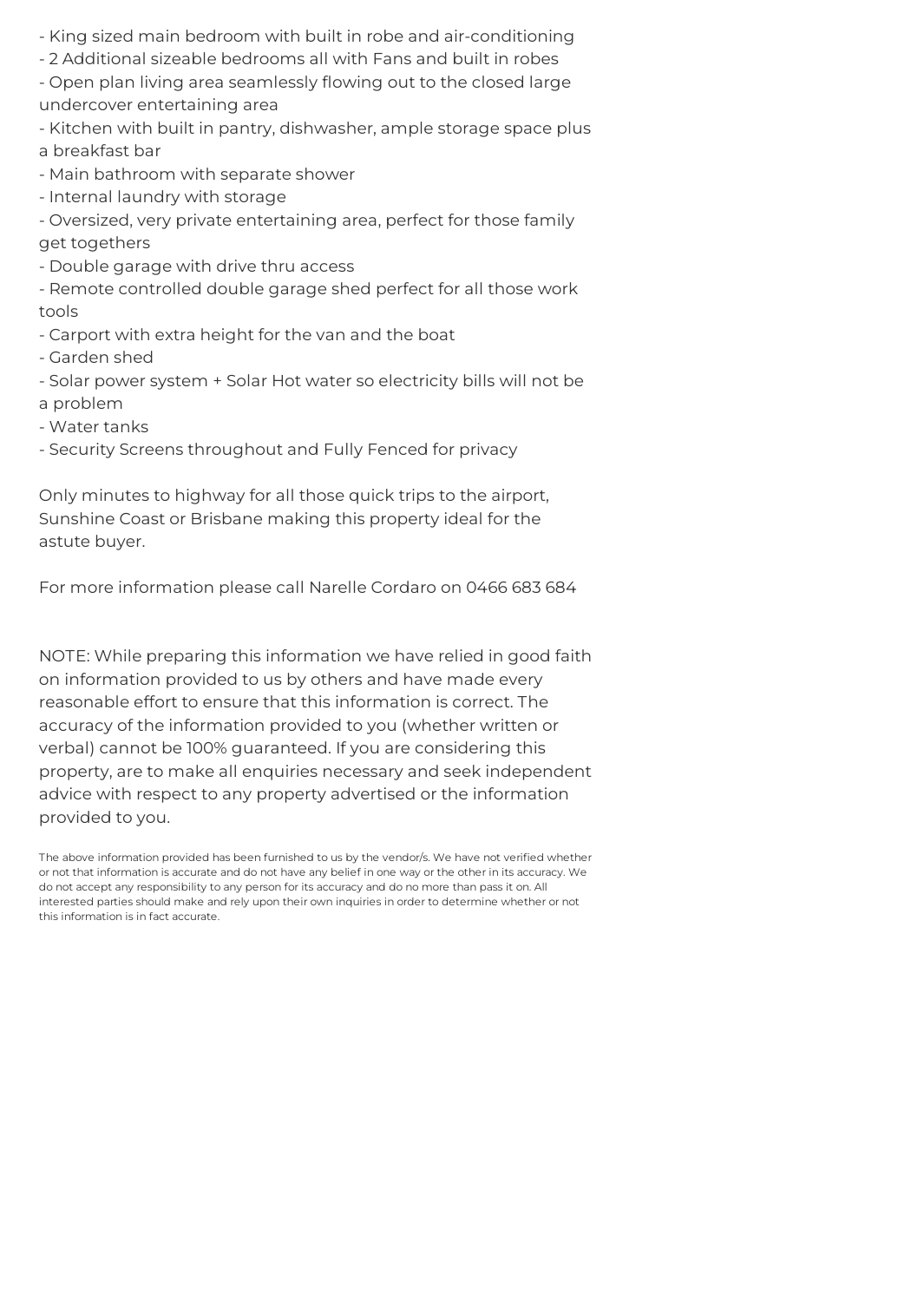- King sized main bedroom with built in robe and air-conditioning
- 2 Additional sizeable bedrooms all with Fans and built in robes
- Open plan living area seamlessly flowing out to the closed large undercover entertaining area
- Kitchen with built in pantry, dishwasher, ample storage space plus a breakfast bar
- Main bathroom with separate shower
- Internal laundry with storage
- Oversized, very private entertaining area, perfect for those family get togethers
- Double garage with drive thru access
- Remote controlled double garage shed perfect for all those work tools
- Carport with extra height for the van and the boat
- Garden shed
- Solar power system + Solar Hot water so electricity bills will not be a problem
- Water tanks
- Security Screens throughout and Fully Fenced for privacy

Only minutes to highway for all those quick trips to the airport, Sunshine Coast or Brisbane making this property ideal for the astute buyer.

For more information please call Narelle Cordaro on 0466 683 684

NOTE: While preparing this information we have relied in good faith on information provided to us by others and have made every reasonable effort to ensure that this information is correct. The accuracy of the information provided to you (whether written or verbal) cannot be 100% guaranteed. If you are considering this property, are to make all enquiries necessary and seek independent advice with respect to any property advertised or the information provided to you.

The above information provided has been furnished to us by the vendor/s. We have not verified whether or not that information is accurate and do not have any belief in one way or the other in its accuracy. We do not accept any responsibility to any person for its accuracy and do no more than pass it on. All interested parties should make and rely upon their own inquiries in order to determine whether or not this information is in fact accurate.